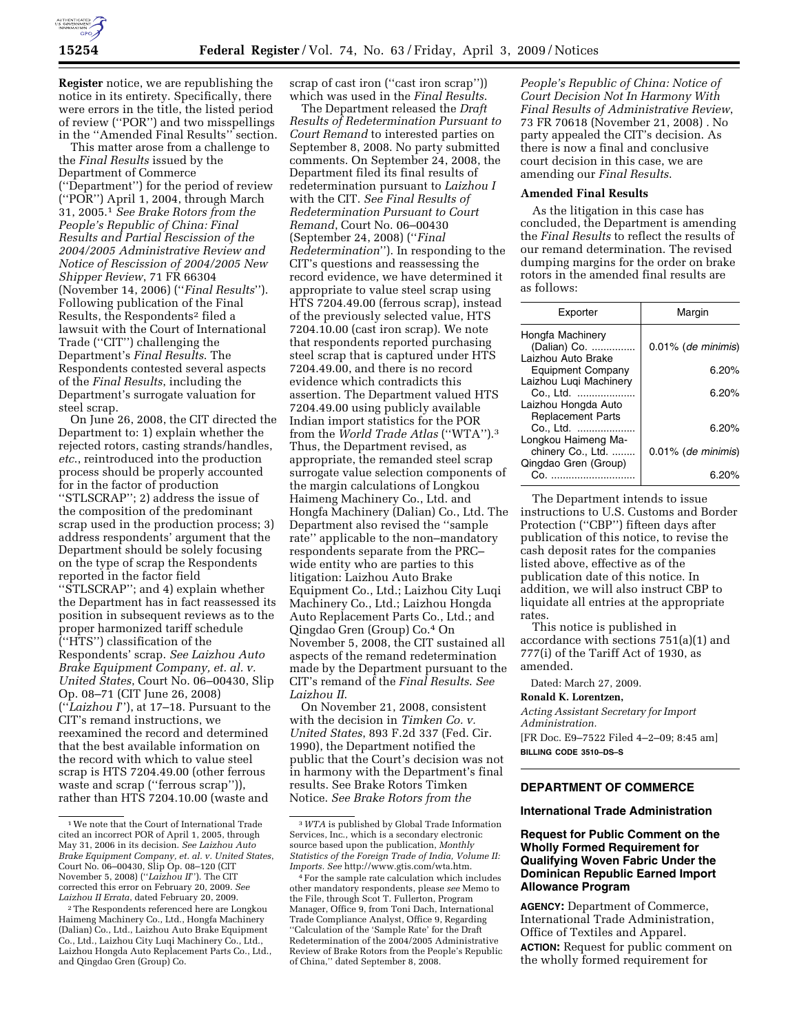**Register** notice, we are republishing the notice in its entirety. Specifically, there were errors in the title, the listed period of review (''POR'') and two misspellings in the ''Amended Final Results'' section.

This matter arose from a challenge to the *Final Results* issued by the Department of Commerce (''Department'') for the period of review (''POR'') April 1, 2004, through March 31, 2005.[1] *See Brake Rotors from the People's Republic of China: Final Results and Partial Rescission of the 2004/2005 Administrative Review and Notice of Rescission of 2004/2005 New Shipper Review*, 71 FR 66304 (November 14, 2006) (''*Final Results*''). Following publication of the Final Results, the Respondents[2] filed a lawsuit with the Court of International Trade (''CIT'') challenging the Department's *Final Results*. The Respondents contested several aspects of the *Final Results*, including the Department's surrogate valuation for steel scrap.

On June 26, 2008, the CIT directed the Department to: 1) explain whether the rejected rotors, casting strands/handles, *etc.*, reintroduced into the production process should be properly accounted for in the factor of production ''STLSCRAP''; 2) address the issue of the composition of the predominant scrap used in the production process; 3) address respondents' argument that the Department should be solely focusing on the type of scrap the Respondents reported in the factor field ''STLSCRAP''; and 4) explain whether the Department has in fact reassessed its position in subsequent reviews as to the proper harmonized tariff schedule (''HTS'') classification of the Respondents' scrap. *See Laizhou Auto Brake Equipment Company, et. al. v. United States*, Court No. 06–00430, Slip Op. 08–71 (CIT June 26, 2008) (''*Laizhou I*''), at 17–18. Pursuant to the CIT's remand instructions, we reexamined the record and determined that the best available information on the record with which to value steel scrap is HTS 7204.49.00 (other ferrous waste and scrap (''ferrous scrap'')), rather than HTS 7204.10.00 (waste and scrap of cast iron (''cast iron scrap'')) which was used in the *Final Results*.

The Department released the *Draft Results of Redetermination Pursuant to Court Remand* to interested parties on September 8, 2008. No party submitted comments. On September 24, 2008, the Department filed its final results of redetermination pursuant to *Laizhou I* with the CIT. *See Final Results of Redetermination Pursuant to Court Remand*, Court No. 06–00430 (September 24, 2008) (''*Final Redetermination*''). In responding to the CIT's questions and reassessing the record evidence, we have determined it appropriate to value steel scrap using HTS 7204.49.00 (ferrous scrap), instead of the previously selected value, HTS 7204.10.00 (cast iron scrap). We note that respondents reported purchasing steel scrap that is captured under HTS 7204.49.00, and there is no record evidence which contradicts this assertion. The Department valued HTS 7204.49.00 using publicly available Indian import statistics for the POR from the *World Trade Atlas* (''WTA'').[3] Thus, the Department revised, as appropriate, the remanded steel scrap surrogate value selection components of the margin calculations of Longkou Haimeng Machinery Co., Ltd. and Hongfa Machinery (Dalian) Co., Ltd. The Department also revised the ''sample rate'' applicable to the non–mandatory respondents separate from the PRC–wide entity who are parties to this litigation: Laizhou Auto Brake Equipment Co., Ltd.; Laizhou City Luqi Machinery Co., Ltd.; Laizhou Hongda Auto Replacement Parts Co., Ltd.; and Qingdao Gren (Group) Co.[4] On November 5, 2008, the CIT sustained all aspects of the remand redetermination made by the Department pursuant to the CIT's remand of the *Final Results*. *See Laizhou II*.

On November 21, 2008, consistent with the decision in *Timken Co. v. United States*, 893 F.2d 337 (Fed. Cir. 1990), the Department notified the public that the Court's decision was not in harmony with the Department's final results. See Brake Rotors Timken Notice. *See Brake Rotors from the People's Republic of China: Notice of Court Decision Not In Harmony With Final Results of Administrative Review*, 73 FR 70618 (November 21, 2008) . No party appealed the CIT's decision. As there is now a final and conclusive court decision in this case, we are amending our *Final Results*.

**Amended Final Results**

As the litigation in this case has concluded, the Department is amending the *Final Results* to reflect the results of our remand determination. The revised dumping margins for the order on brake rotors in the amended final results are as follows:

| Exporter | Margin |
|---|---|
| Hongfa Machinery (Dalian) Co. | 0.01% (*de minimis*) |
| Laizhou Auto Brake Equipment Company | 6.20% |
| Laizhou Luqi Machinery Co., Ltd. | 6.20% |
| Laizhou Hongda Auto Replacement Parts Co., Ltd. | 6.20% |
| Longkou Haimeng Machinery Co., Ltd. | 0.01% (*de minimis*) |
| Qingdao Gren (Group) Co. | 6.20% |

The Department intends to issue instructions to U.S. Customs and Border Protection (''CBP'') fifteen days after publication of this notice, to revise the cash deposit rates for the companies listed above, effective as of the publication date of this notice. In addition, we will also instruct CBP to liquidate all entries at the appropriate rates.

This notice is published in accordance with sections 751(a)(1) and 777(i) of the Tariff Act of 1930, as amended.

Dated: March 27, 2009.

**Ronald K. Lorentzen,**

*Acting Assistant Secretary for Import Administration.*

[FR Doc. E9–7522 Filed 4–2–09; 8:45 am]

**BILLING CODE 3510–DS–S**

---

[1] We note that the Court of International Trade cited an incorrect POR of April 1, 2005, through May 31, 2006 in its decision. *See Laizhou Auto Brake Equipment Company, et. al. v. United States*, Court No. 06–00430, Slip Op. 08–120 (CIT November 5, 2008) (''*Laizhou II*''). The CIT corrected this error on February 20, 2009. *See Laizhou II Errata*, dated February 20, 2009.

[2] The Respondents referenced here are Longkou Haimeng Machinery Co., Ltd., Hongfa Machinery (Dalian) Co., Ltd., Laizhou Auto Brake Equipment Co., Ltd., Laizhou City Luqi Machinery Co., Ltd., Laizhou Hongda Auto Replacement Parts Co., Ltd., and Qingdao Gren (Group) Co.

[3] *WTA* is published by Global Trade Information Services, Inc., which is a secondary electronic source based upon the publication, *Monthly Statistics of the Foreign Trade of India, Volume II: Imports. See* http://www.gtis.com/wta.htm.

[4] For the sample rate calculation which includes other mandatory respondents, please *see* Memo to the File, through Scot T. Fullerton, Program Manager, Office 9, from Toni Dach, International Trade Compliance Analyst, Office 9, Regarding ''Calculation of the 'Sample Rate' for the Draft Redetermination of the 2004/2005 Administrative Review of Brake Rotors from the People's Republic of China,'' dated September 8, 2008.

---

## DEPARTMENT OF COMMERCE

### International Trade Administration

### Request for Public Comment on the Wholly Formed Requirement for Qualifying Woven Fabric Under the Dominican Republic Earned Import Allowance Program

**AGENCY:** Department of Commerce, International Trade Administration, Office of Textiles and Apparel.

**ACTION:** Request for public comment on the wholly formed requirement for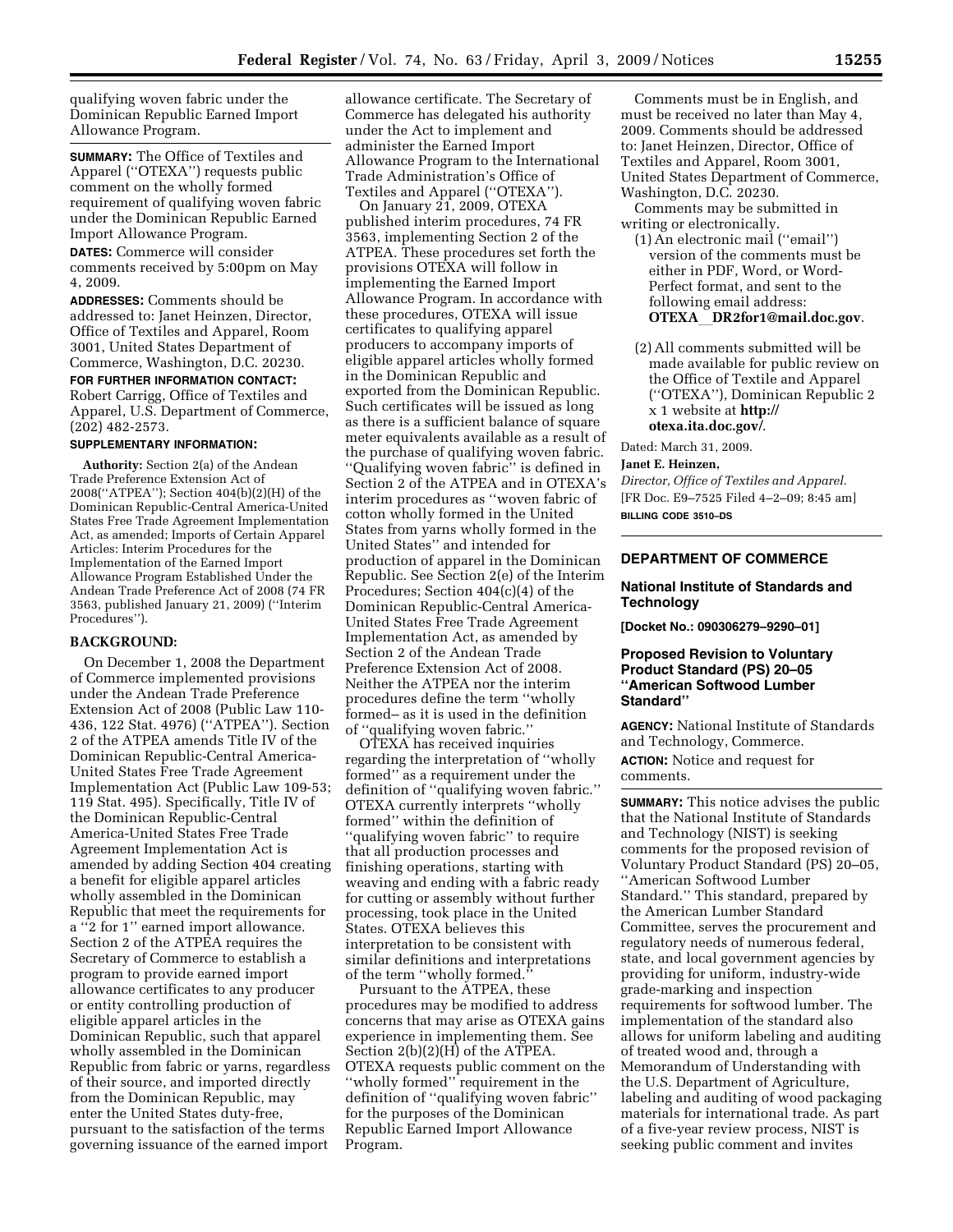qualifying woven fabric under the Dominican Republic Earned Import Allowance Program.

**SUMMARY:** The Office of Textiles and Apparel (''OTEXA'') requests public comment on the wholly formed requirement of qualifying woven fabric under the Dominican Republic Earned Import Allowance Program.

**DATES:** Commerce will consider comments received by 5:00pm on May 4, 2009.

**ADDRESSES:** Comments should be addressed to: Janet Heinzen, Director, Office of Textiles and Apparel, Room 3001, United States Department of Commerce, Washington, D.C. 20230.

**FOR FURTHER INFORMATION CONTACT:** Robert Carrigg, Office of Textiles and Apparel, U.S. Department of Commerce, (202) 482-2573.

**SUPPLEMENTARY INFORMATION:**

**Authority:** Section 2(a) of the Andean Trade Preference Extension Act of 2008(''ATPEA''); Section 404(b)(2)(H) of the Dominican Republic-Central America-United States Free Trade Agreement Implementation Act, as amended; Imports of Certain Apparel Articles: Interim Procedures for the Implementation of the Earned Import Allowance Program Established Under the Andean Trade Preference Act of 2008 (74 FR 3563, published January 21, 2009) (''Interim Procedures'').

## BACKGROUND:

On December 1, 2008 the Department of Commerce implemented provisions under the Andean Trade Preference Extension Act of 2008 (Public Law 110-436, 122 Stat. 4976) (''ATPEA''). Section 2 of the ATPEA amends Title IV of the Dominican Republic-Central America-United States Free Trade Agreement Implementation Act (Public Law 109-53; 119 Stat. 495). Specifically, Title IV of the Dominican Republic-Central America-United States Free Trade Agreement Implementation Act is amended by adding Section 404 creating a benefit for eligible apparel articles wholly assembled in the Dominican Republic that meet the requirements for a ''2 for 1'' earned import allowance. Section 2 of the ATPEA requires the Secretary of Commerce to establish a program to provide earned import allowance certificates to any producer or entity controlling production of eligible apparel articles in the Dominican Republic, such that apparel wholly assembled in the Dominican Republic from fabric or yarns, regardless of their source, and imported directly from the Dominican Republic, may enter the United States duty-free, pursuant to the satisfaction of the terms governing issuance of the earned import allowance certificate. The Secretary of Commerce has delegated his authority under the Act to implement and administer the Earned Import Allowance Program to the International Trade Administration's Office of Textiles and Apparel (''OTEXA'').

On January 21, 2009, OTEXA published interim procedures, 74 FR 3563, implementing Section 2 of the ATPEA. These procedures set forth the provisions OTEXA will follow in implementing the Earned Import Allowance Program. In accordance with these procedures, OTEXA will issue certificates to qualifying apparel producers to accompany imports of eligible apparel articles wholly formed in the Dominican Republic and exported from the Dominican Republic. Such certificates will be issued as long as there is a sufficient balance of square meter equivalents available as a result of the purchase of qualifying woven fabric. ''Qualifying woven fabric'' is defined in Section 2 of the ATPEA and in OTEXA's interim procedures as ''woven fabric of cotton wholly formed in the United States from yarns wholly formed in the United States'' and intended for production of apparel in the Dominican Republic. See Section 2(e) of the Interim Procedures; Section 404(c)(4) of the Dominican Republic-Central America-United States Free Trade Agreement Implementation Act, as amended by Section 2 of the Andean Trade Preference Extension Act of 2008. Neither the ATPEA nor the interim procedures define the term ''wholly formed– as it is used in the definition of ''qualifying woven fabric.''

OTEXA has received inquiries regarding the interpretation of ''wholly formed'' as a requirement under the definition of ''qualifying woven fabric.'' OTEXA currently interprets ''wholly formed'' within the definition of ''qualifying woven fabric'' to require that all production processes and finishing operations, starting with weaving and ending with a fabric ready for cutting or assembly without further processing, took place in the United States. OTEXA believes this interpretation to be consistent with similar definitions and interpretations of the term ''wholly formed.''

Pursuant to the ATPEA, these procedures may be modified to address concerns that may arise as OTEXA gains experience in implementing them. See Section 2(b)(2)(H) of the ATPEA. OTEXA requests public comment on the ''wholly formed'' requirement in the definition of ''qualifying woven fabric'' for the purposes of the Dominican Republic Earned Import Allowance Program.

Comments must be in English, and must be received no later than May 4, 2009. Comments should be addressed to: Janet Heinzen, Director, Office of Textiles and Apparel, Room 3001, United States Department of Commerce, Washington, D.C. 20230.

Comments may be submitted in writing or electronically.

(1) An electronic mail (''email'') version of the comments must be either in PDF, Word, or Word-Perfect format, and sent to the following email address: **OTEXA_DR2for1@mail.doc.gov**.

(2) All comments submitted will be made available for public review on the Office of Textile and Apparel (''OTEXA''), Dominican Republic 2 x 1 website at **http://otexa.ita.doc.gov/**.

Dated: March 31, 2009.

**Janet E. Heinzen,**

*Director, Office of Textiles and Apparel.*

[FR Doc. E9–7525 Filed 4–2–09; 8:45 am]

**BILLING CODE 3510–DS**

---

## DEPARTMENT OF COMMERCE

### National Institute of Standards and Technology

**[Docket No.: 090306279–9290–01]**

### Proposed Revision to Voluntary Product Standard (PS) 20–05 ''American Softwood Lumber Standard''

**AGENCY:** National Institute of Standards and Technology, Commerce.

**ACTION:** Notice and request for comments.

**SUMMARY:** This notice advises the public that the National Institute of Standards and Technology (NIST) is seeking comments for the proposed revision of Voluntary Product Standard (PS) 20–05, ''American Softwood Lumber Standard.'' This standard, prepared by the American Lumber Standard Committee, serves the procurement and regulatory needs of numerous federal, state, and local government agencies by providing for uniform, industry-wide grade-marking and inspection requirements for softwood lumber. The implementation of the standard also allows for uniform labeling and auditing of treated wood and, through a Memorandum of Understanding with the U.S. Department of Agriculture, labeling and auditing of wood packaging materials for international trade. As part of a five-year review process, NIST is seeking public comment and invites